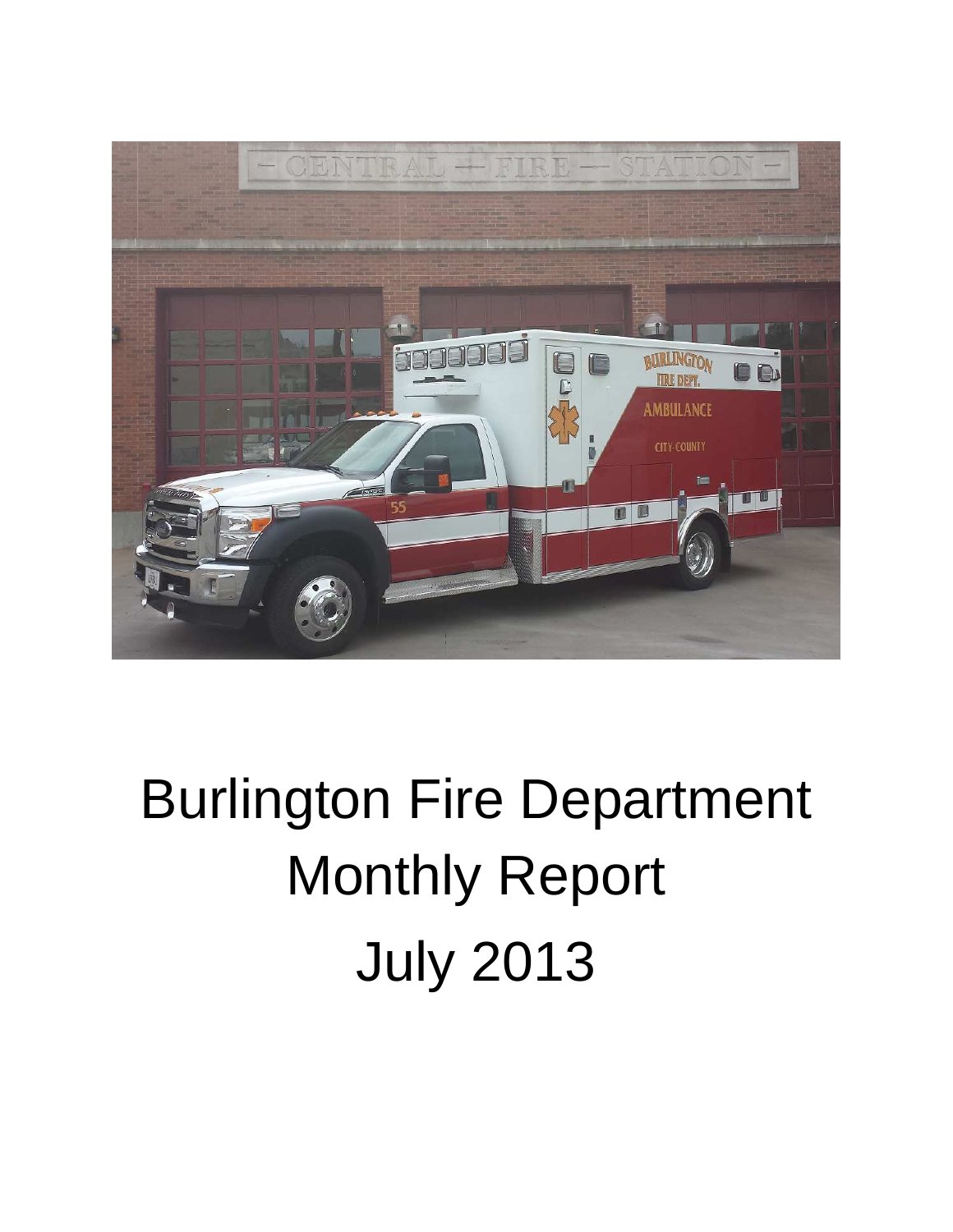# Burlington Fire Department Monthly Report July 2013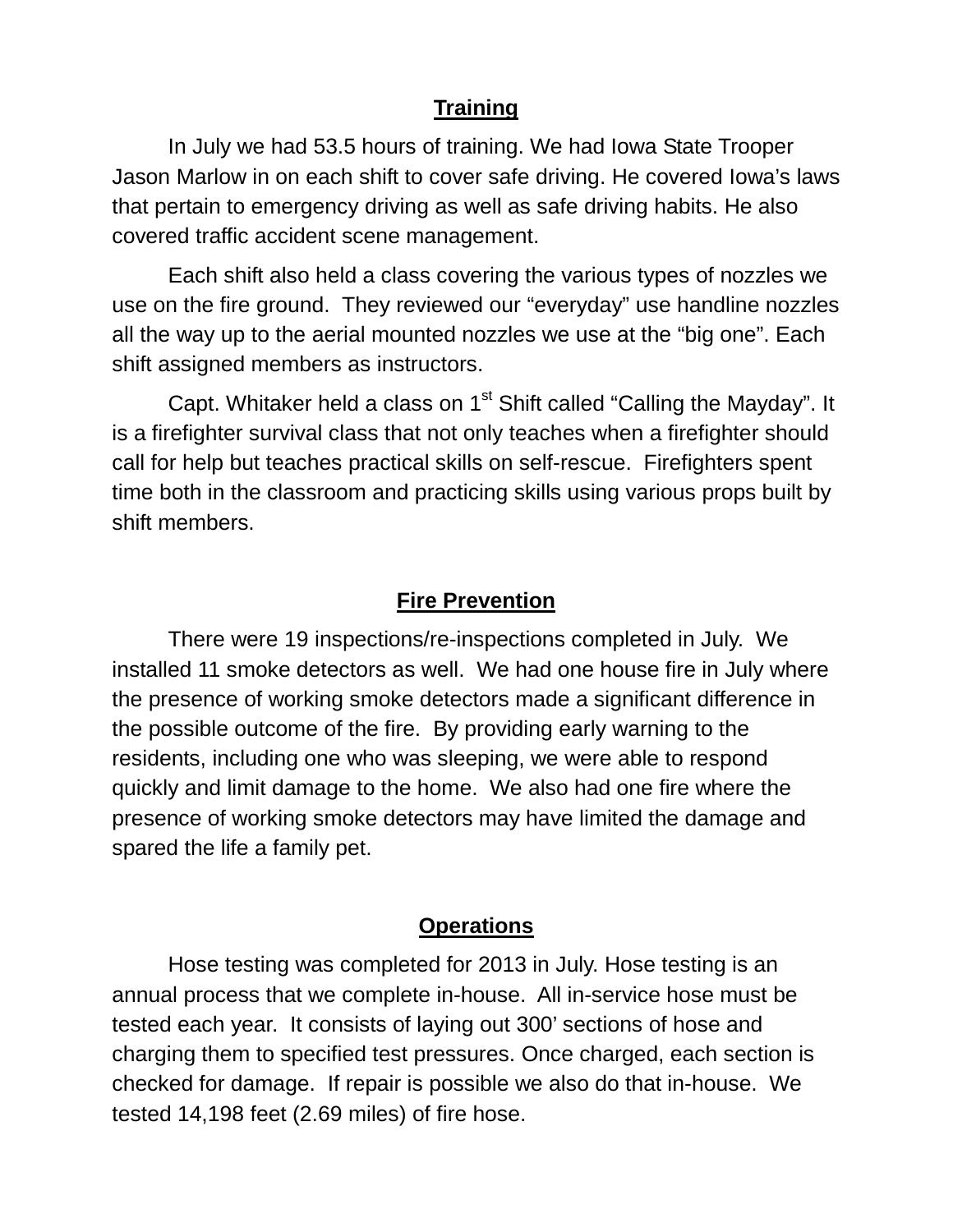## Training

In July we had 53.5 hours of training. We had Iowa State Trooper Jason Marlow in on each shift to cover safe driving. He covered Iowa's laws that pertain to emergency driving as well as safe driving habits. He also covered traffic accident scene management.

Each shift also held a class covering the various types of nozzles we use on the fire ground. They reviewed our "everyday" use handline nozzles all the way up to the aerial mounted nozzles we use at the "big one". Each shift assigned members as instructors.

Capt. Whitaker held a class on 1st Shift called "Calling the Mayday". It is a firefighter survival class that not only teaches when a firefighter should call for help but teaches practical skills on self-rescue. Firefighters spent time both in the classroom and practicing skills using various props built by shift members.

## Fire Prevention

There were 19 inspections/re-inspections completed in July. We installed 11 smoke detectors as well. We had one house fire in July where the presence of working smoke detectors made a significant difference in the possible outcome of the fire. By providing early warning to the residents, including one who was sleeping, we were able to respond quickly and limit damage to the home. We also had one fire where the presence of working smoke detectors may have limited the damage and spared the life a family pet.

## Operations

Hose testing was completed for 2013 in July. Hose testing is an annual process that we complete in-house. All in-service hose must be tested each year. It consists of laying out 300' sections of hose and charging them to specified test pressures. Once charged, each section is checked for damage. If repair is possible we also do that in-house. We tested 14,198 feet (2.69 miles) of fire hose.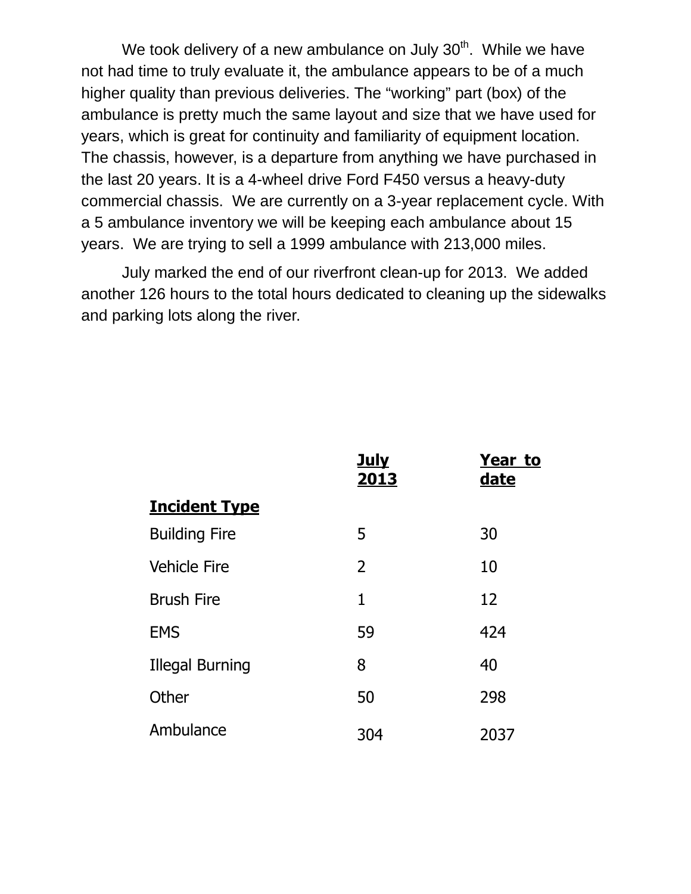We took delivery of a new ambulance on July 30th. While we have not had time to truly evaluate it, the ambulance appears to be of a much higher quality than previous deliveries. The "working" part (box) of the ambulance is pretty much the same layout and size that we have used for years, which is great for continuity and familiarity of equipment location. The chassis, however, is a departure from anything we have purchased in the last 20 years. It is a 4-wheel drive Ford F450 versus a heavy-duty commercial chassis. We are currently on a 3-year replacement cycle. With a 5 ambulance inventory we will be keeping each ambulance about 15 years. We are trying to sell a 1999 ambulance with 213,000 miles.

July marked the end of our riverfront clean-up for 2013. We added another 126 hours to the total hours dedicated to cleaning up the sidewalks and parking lots along the river.

| Incident Type | July 2013 | Year to date |
|---|---|---|
| Building Fire | 5 | 30 |
| Vehicle Fire | 2 | 10 |
| Brush Fire | 1 | 12 |
| EMS | 59 | 424 |
| Illegal Burning | 8 | 40 |
| Other | 50 | 298 |
| Ambulance | 304 | 2037 |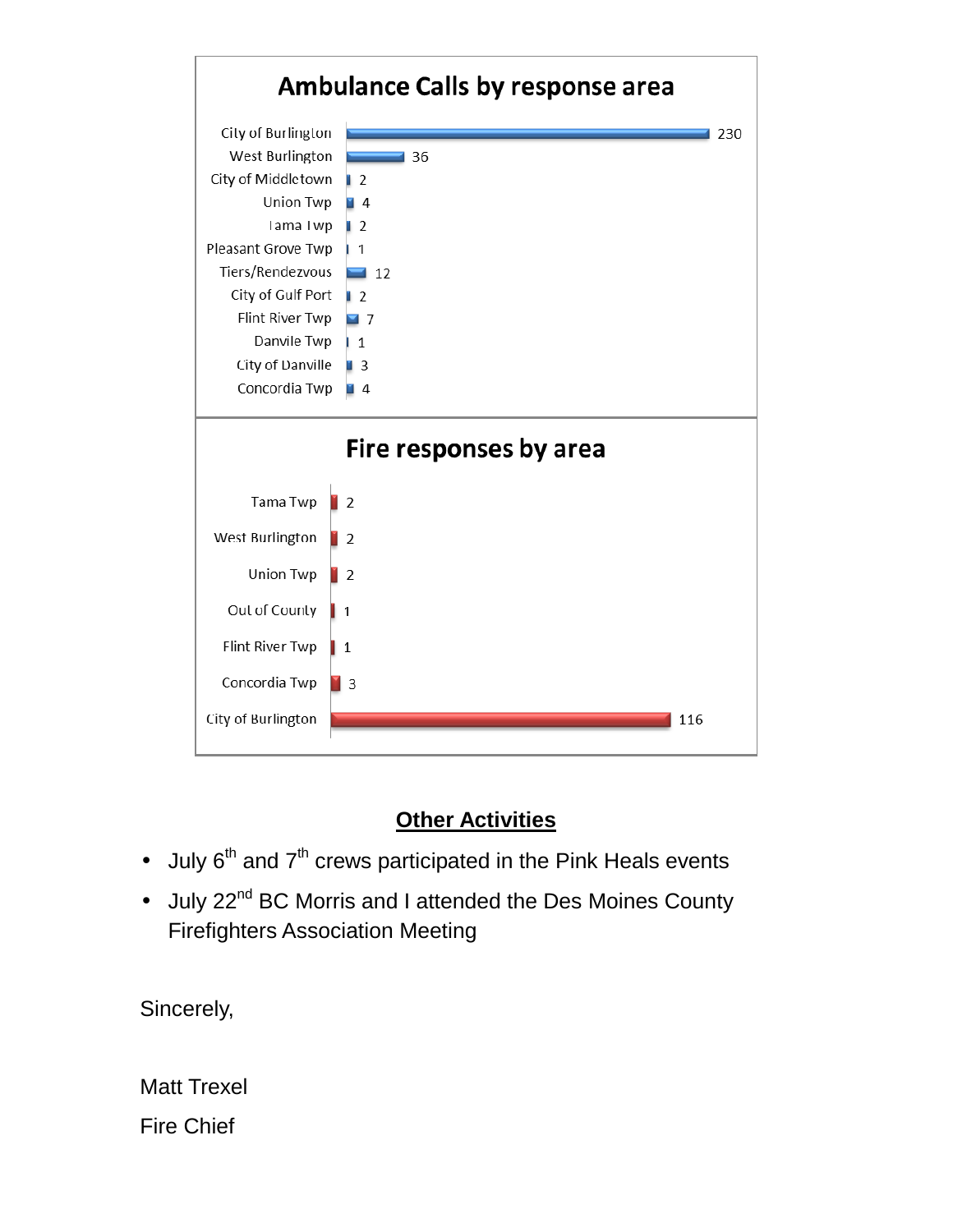**Ambulance Calls by response area**

City of Burlington 230
West Burlington 36
City of Middletown 2
Union Twp 4
Tama Twp 2
Pleasant Grove Twp 1
Tiers/Rendezvous 12
City of Gulf Port 2
Flint River Twp 7
Danvile Twp 1
City of Danville 3
Concordia Twp 4

**Fire responses by area**

Tama Twp 2
West Burlington 2
Union Twp 2
Out of County 1
Flint River Twp 1
Concordia Twp 3
City of Burlington 116

## Other Activities

- July 6th and 7th crews participated in the Pink Heals events
- July 22nd BC Morris and I attended the Des Moines County Firefighters Association Meeting

Sincerely,

Matt Trexel

Fire Chief